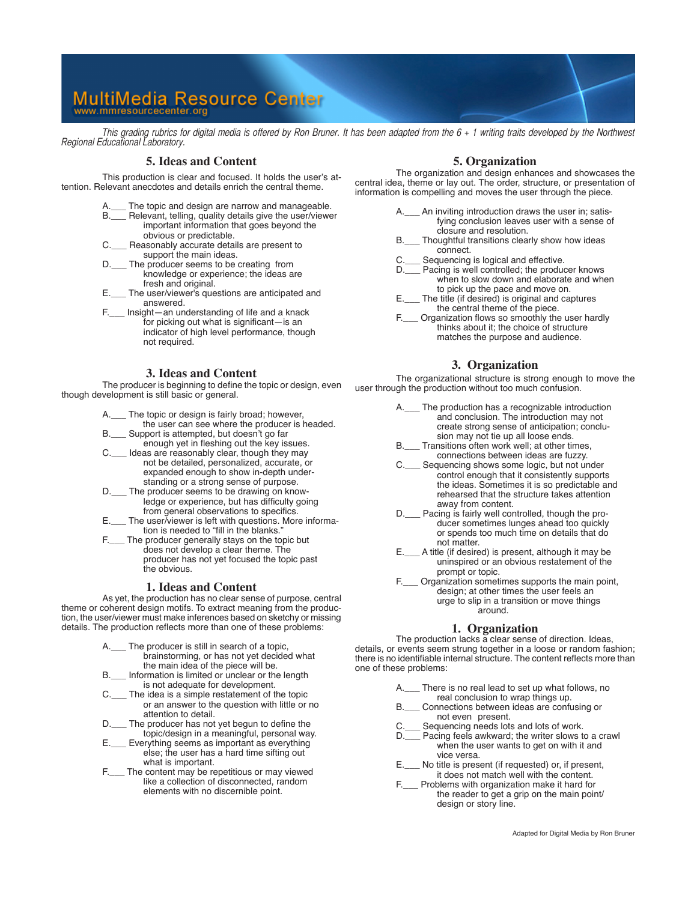# MultiMedia Resource Center

www.mmresourcecenter.org

*This grading rubrics for digital media is offered by Ron Bruner. It has been adapted from the 6 + 1 writing traits developed by the Northwest Regional Educational Laboratory.*

## 5. Ideas and Content

This production is clear and focused. It holds the user's attention. Relevant anecdotes and details enrich the central theme.

A.___ The topic and design are narrow and manageable.
B.___ Relevant, telling, quality details give the user/viewer important information that goes beyond the obvious or predictable.
C.___ Reasonably accurate details are present to support the main ideas.
D.___ The producer seems to be creating from knowledge or experience; the ideas are fresh and original.
E.___ The user/viewer's questions are anticipated and answered.
F.___ Insight—an understanding of life and a knack for picking out what is significant—is an indicator of high level performance, though not required.

## 3. Ideas and Content

The producer is beginning to define the topic or design, even though development is still basic or general.

A.___ The topic or design is fairly broad; however, the user can see where the producer is headed.
B.___ Support is attempted, but doesn't go far enough yet in fleshing out the key issues.
C.___ Ideas are reasonably clear, though they may not be detailed, personalized, accurate, or expanded enough to show in-depth understanding or a strong sense of purpose.
D.___ The producer seems to be drawing on knowledge or experience, but has difficulty going from general observations to specifics.
E.___ The user/viewer is left with questions. More information is needed to "fill in the blanks."
F.___ The producer generally stays on the topic but does not develop a clear theme. The producer has not yet focused the topic past the obvious.

## 1. Ideas and Content

As yet, the production has no clear sense of purpose, central theme or coherent design motifs. To extract meaning from the production, the user/viewer must make inferences based on sketchy or missing details. The production reflects more than one of these problems:

A.___ The producer is still in search of a topic, brainstorming, or has not yet decided what the main idea of the piece will be.
B.___ Information is limited or unclear or the length is not adequate for development.
C.___ The idea is a simple restatement of the topic or an answer to the question with little or no attention to detail.
D.___ The producer has not yet begun to define the topic/design in a meaningful, personal way.
E.___ Everything seems as important as everything else; the user has a hard time sifting out what is important.
F.___ The content may be repetitious or may viewed like a collection of disconnected, random elements with no discernible point.

## 5. Organization

The organization and design enhances and showcases the central idea, theme or lay out. The order, structure, or presentation of information is compelling and moves the user through the piece.

A.___ An inviting introduction draws the user in; satisfying conclusion leaves user with a sense of closure and resolution.
B.___ Thoughtful transitions clearly show how ideas connect.
C.___ Sequencing is logical and effective.
D.___ Pacing is well controlled; the producer knows when to slow down and elaborate and when to pick up the pace and move on.
E.___ The title (if desired) is original and captures the central theme of the piece.
F.___ Organization flows so smoothly the user hardly thinks about it; the choice of structure matches the purpose and audience.

## 3. Organization

The organizational structure is strong enough to move the user through the production without too much confusion.

A.___ The production has a recognizable introduction and conclusion. The introduction may not create strong sense of anticipation; conclusion may not tie up all loose ends.
B.___ Transitions often work well; at other times, connections between ideas are fuzzy.
C.___ Sequencing shows some logic, but not under control enough that it consistently supports the ideas. Sometimes it is so predictable and rehearsed that the structure takes attention away from content.
D.___ Pacing is fairly well controlled, though the producer sometimes lunges ahead too quickly or spends too much time on details that do not matter.
E.___ A title (if desired) is present, although it may be uninspired or an obvious restatement of the prompt or topic.
F.___ Organization sometimes supports the main point, design; at other times the user feels an urge to slip in a transition or move things around.

## 1. Organization

The production lacks a clear sense of direction. Ideas, details, or events seem strung together in a loose or random fashion; there is no identifiable internal structure. The content reflects more than one of these problems:

A.___ There is no real lead to set up what follows, no real conclusion to wrap things up.
B.___ Connections between ideas are confusing or not even present.
C.___ Sequencing needs lots and lots of work.
D.___ Pacing feels awkward; the writer slows to a crawl when the user wants to get on with it and vice versa.
E.___ No title is present (if requested) or, if present, it does not match well with the content.
F.___ Problems with organization make it hard for the reader to get a grip on the main point/design or story line.

Adapted for Digital Media by Ron Bruner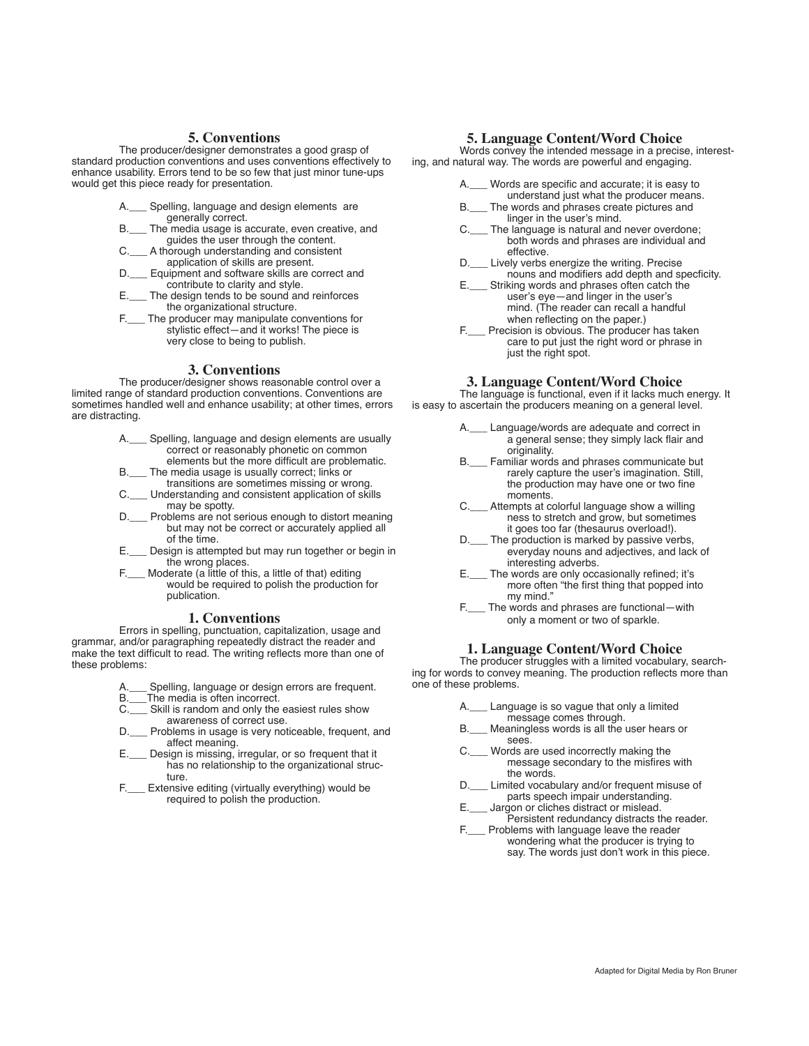## 5. Conventions

The producer/designer demonstrates a good grasp of standard production conventions and uses conventions effectively to enhance usability. Errors tend to be so few that just minor tune-ups would get this piece ready for presentation.

A.___ Spelling, language and design elements are generally correct.
B.___ The media usage is accurate, even creative, and guides the user through the content.
C.___ A thorough understanding and consistent application of skills are present.
D.___ Equipment and software skills are correct and contribute to clarity and style.
E.___ The design tends to be sound and reinforces the organizational structure.
F.___ The producer may manipulate conventions for stylistic effect—and it works! The piece is very close to being to publish.

## 3. Conventions

The producer/designer shows reasonable control over a limited range of standard production conventions. Conventions are sometimes handled well and enhance usability; at other times, errors are distracting.

A.___ Spelling, language and design elements are usually correct or reasonably phonetic on common elements but the more difficult are problematic.
B.___ The media usage is usually correct; links or transitions are sometimes missing or wrong.
C.___ Understanding and consistent application of skills may be spotty.
D.___ Problems are not serious enough to distort meaning but may not be correct or accurately applied all of the time.
E.___ Design is attempted but may run together or begin in the wrong places.
F.___ Moderate (a little of this, a little of that) editing would be required to polish the production for publication.

## 1. Conventions

Errors in spelling, punctuation, capitalization, usage and grammar, and/or paragraphing repeatedly distract the reader and make the text difficult to read. The writing reflects more than one of these problems:

A.___ Spelling, language or design errors are frequent.
B.___The media is often incorrect.
C.___ Skill is random and only the easiest rules show awareness of correct use.
D.___ Problems in usage is very noticeable, frequent, and affect meaning.
E.___ Design is missing, irregular, or so frequent that it has no relationship to the organizational structure.
F.___ Extensive editing (virtually everything) would be required to polish the production.

## 5. Language Content/Word Choice

Words convey the intended message in a precise, interesting, and natural way. The words are powerful and engaging.

A.___ Words are specific and accurate; it is easy to understand just what the producer means.
B.___ The words and phrases create pictures and linger in the user's mind.
C.___ The language is natural and never overdone; both words and phrases are individual and effective.
D.___ Lively verbs energize the writing. Precise nouns and modifiers add depth and specficity.
E.___ Striking words and phrases often catch the user's eye—and linger in the user's mind. (The reader can recall a handful when reflecting on the paper.)
F.___ Precision is obvious. The producer has taken care to put just the right word or phrase in just the right spot.

## 3. Language Content/Word Choice

The language is functional, even if it lacks much energy. It is easy to ascertain the producers meaning on a general level.

A.___ Language/words are adequate and correct in a general sense; they simply lack flair and originality.
B.___ Familiar words and phrases communicate but rarely capture the user's imagination. Still, the production may have one or two fine moments.
C.___ Attempts at colorful language show a willing ness to stretch and grow, but sometimes it goes too far (thesaurus overload!).
D.___ The production is marked by passive verbs, everyday nouns and adjectives, and lack of interesting adverbs.
E.___ The words are only occasionally refined; it's more often "the first thing that popped into my mind."
F.___ The words and phrases are functional—with only a moment or two of sparkle.

## 1. Language Content/Word Choice

The producer struggles with a limited vocabulary, searching for words to convey meaning. The production reflects more than one of these problems.

A.___ Language is so vague that only a limited message comes through.
B.___ Meaningless words is all the user hears or sees.
C.___ Words are used incorrectly making the message secondary to the misfires with the words.
D.___ Limited vocabulary and/or frequent misuse of parts speech impair understanding.
E.___ Jargon or cliches distract or mislead. Persistent redundancy distracts the reader.
F.___ Problems with language leave the reader wondering what the producer is trying to say. The words just don't work in this piece.

Adapted for Digital Media by Ron Bruner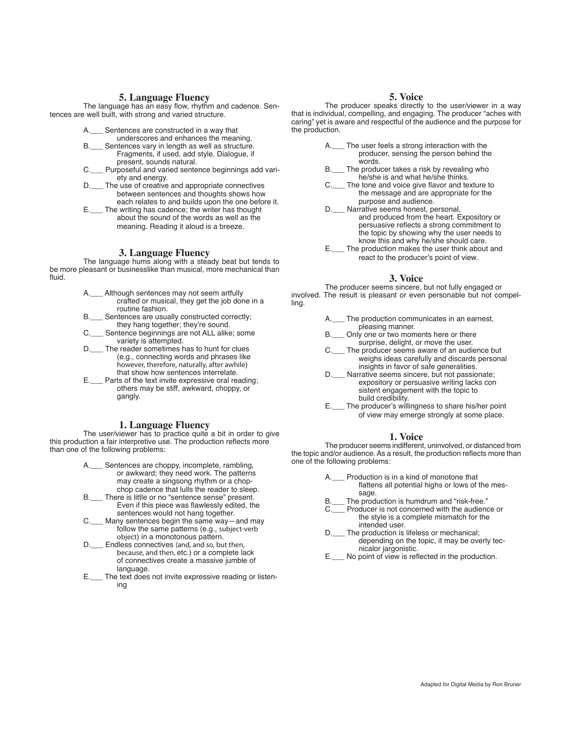## 5. Language Fluency

The language has an easy flow, rhythm and cadence. Sentences are well built, with strong and varied structure.

A.___ Sentences are constructed in a way that underscores and enhances the meaning.
B.___ Sentences vary in length as well as structure. Fragments, if used, add style. Dialogue, if present, sounds natural.
C.___ Purposeful and varied sentence beginnings add variety and energy.
D.___ The use of creative and appropriate connectives between sentences and thoughts shows how each relates to and builds upon the one before it.
E.___ The writing has cadence; the writer has thought about the sound of the words as well as the meaning. Reading it aloud is a breeze.

## 3. Language Fluency

The language hums along with a steady beat but tends to be more pleasant or businesslike than musical, more mechanical than fluid.

A.___ Although sentences may not seem artfully crafted or musical, they get the job done in a routine fashion.
B.___ Sentences are usually constructed correctly; they hang together; they're sound.
C.___ Sentence beginnings are not ALL alike; some variety is attempted.
D.___ The reader sometimes has to hunt for clues (e.g., connecting words and phrases like however, therefore, naturally, after awhile) that show how sentences interrelate.
E.___ Parts of the text invite expressive oral reading; others may be stiff, awkward, choppy, or gangly.

## 1. Language Fluency

The user/viewer has to practice quite a bit in order to give this production a fair interpretive use. The production reflects more than one of the following problems:

A.___ Sentences are choppy, incomplete, rambling, or awkward; they need work. The patterns may create a singsong rhythm or a chop-chop cadence that lulls the reader to sleep.
B.___ There is little or no "sentence sense" present. Even if this piece was flawlessly edited, the sentences would not hang together.
C.___ Many sentences begin the same way—and may follow the same patterns (e.g., subject-verb object) in a monotonous pattern.
D.___ Endless connectives (and, and so, but then, because, and then, etc.) or a complete lack of connectives create a massive jumble of language.
E.___ The text does not invite expressive reading or listening

## 5. Voice

The producer speaks directly to the user/viewer in a way that is individual, compelling, and engaging. The producer "aches with caring" yet is aware and respectful of the audience and the purpose for the production.

A.___ The user feels a strong interaction with the producer, sensing the person behind the words.
B.___ The producer takes a risk by revealing who he/she is and what he/she thinks.
C.___ The tone and voice give flavor and texture to the message and are appropriate for the purpose and audience.
D.___ Narrative seems honest, personal, and produced from the heart. Expository or persuasive reflects a strong commitment to the topic by showing why the user needs to know this and why he/she should care.
E.___ The production makes the user think about and react to the producer's point of view.

## 3. Voice

The producer seems sincere, but not fully engaged or involved. The result is pleasant or even personable but not compelling.

A.___ The production communicates in an earnest, pleasing manner.
B.___ Only one or two moments here or there surprise, delight, or move the user.
C.___ The producer seems aware of an audience but weighs ideas carefully and discards personal insights in favor of safe generalities.
D.___ Narrative seems sincere, but not passionate; expository or persuasive writing lacks consistent engagement with the topic to build credibility.
E.___ The producer's willingness to share his/her point of view may emerge strongly at some place.

## 1. Voice

The producer seems indifferent, uninvolved, or distanced from the topic and/or audience. As a result, the production reflects more than one of the following problems:

A.___ Production is in a kind of monotone that flattens all potential highs or lows of the message.
B.___ The production is humdrum and "risk-free."
C.___ Producer is not concerned with the audience or the style is a complete mismatch for the intended user.
D.___ The production is lifeless or mechanical; depending on the topic, it may be overly tecnicalor jargonistic.
E.___ No point of view is reflected in the production.

Adapted for Digital Media by Ron Bruner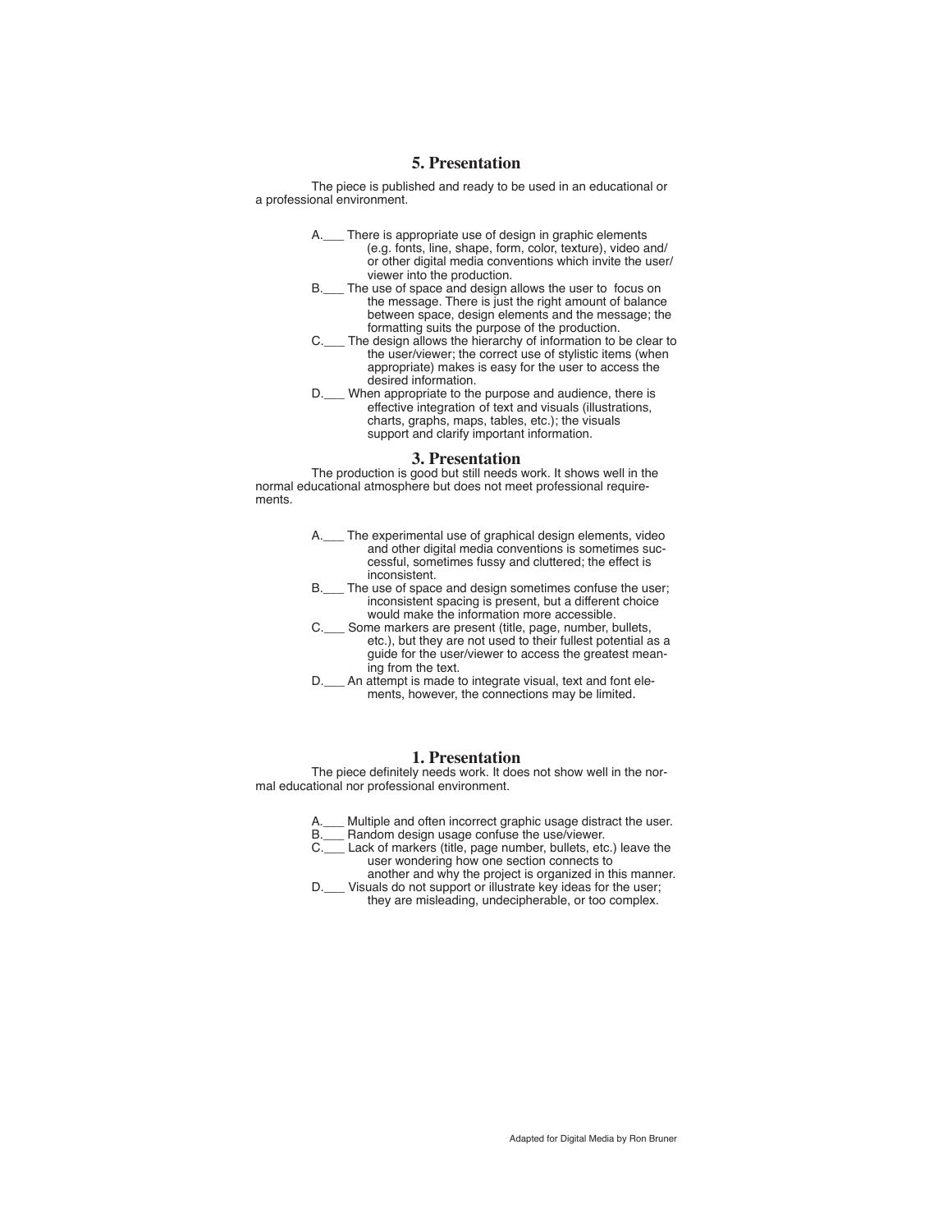## 5. Presentation

The piece is published and ready to be used in an educational or a professional environment.

A.___ There is appropriate use of design in graphic elements (e.g. fonts, line, shape, form, color, texture), video and/ or other digital media conventions which invite the user/ viewer into the production.

B.___ The use of space and design allows the user to focus on the message. There is just the right amount of balance between space, design elements and the message; the formatting suits the purpose of the production.

C.___ The design allows the hierarchy of information to be clear to the user/viewer; the correct use of stylistic items (when appropriate) makes is easy for the user to access the desired information.

D.___ When appropriate to the purpose and audience, there is effective integration of text and visuals (illustrations, charts, graphs, maps, tables, etc.); the visuals support and clarify important information.

## 3. Presentation

The production is good but still needs work. It shows well in the normal educational atmosphere but does not meet professional requirements.

A.___ The experimental use of graphical design elements, video and other digital media conventions is sometimes successful, sometimes fussy and cluttered; the effect is inconsistent.

B.___ The use of space and design sometimes confuse the user; inconsistent spacing is present, but a different choice would make the information more accessible.

C.___ Some markers are present (title, page, number, bullets, etc.), but they are not used to their fullest potential as a guide for the user/viewer to access the greatest meaning from the text.

D.___ An attempt is made to integrate visual, text and font elements, however, the connections may be limited.

## 1. Presentation

The piece definitely needs work. It does not show well in the normal educational nor professional environment.

A.___ Multiple and often incorrect graphic usage distract the user.

B.___ Random design usage confuse the use/viewer.

C.___ Lack of markers (title, page number, bullets, etc.) leave the user wondering how one section connects to another and why the project is organized in this manner.

D.___ Visuals do not support or illustrate key ideas for the user; they are misleading, undecipherable, or too complex.

Adapted for Digital Media by Ron Bruner